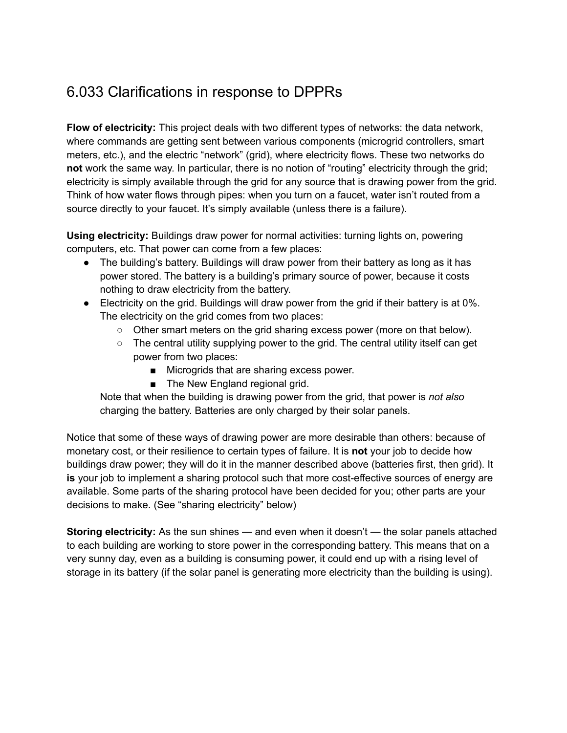# 6.033 Clarifications in response to DPPRs

**Flow of electricity:** This project deals with two different types of networks: the data network, where commands are getting sent between various components (microgrid controllers, smart meters, etc.), and the electric "network" (grid), where electricity flows. These two networks do **not** work the same way. In particular, there is no notion of "routing" electricity through the grid; electricity is simply available through the grid for any source that is drawing power from the grid. Think of how water flows through pipes: when you turn on a faucet, water isn't routed from a source directly to your faucet. It's simply available (unless there is a failure).

**Using electricity:** Buildings draw power for normal activities: turning lights on, powering computers, etc. That power can come from a few places:

- The building's battery. Buildings will draw power from their battery as long as it has power stored. The battery is a building's primary source of power, because it costs nothing to draw electricity from the battery.
- Electricity on the grid. Buildings will draw power from the grid if their battery is at 0%. The electricity on the grid comes from two places:
  - Other smart meters on the grid sharing excess power (more on that below).
  - The central utility supplying power to the grid. The central utility itself can get power from two places:
    - Microgrids that are sharing excess power.
    - The New England regional grid.

  Note that when the building is drawing power from the grid, that power is *not also* charging the battery. Batteries are only charged by their solar panels.

Notice that some of these ways of drawing power are more desirable than others: because of monetary cost, or their resilience to certain types of failure. It is **not** your job to decide how buildings draw power; they will do it in the manner described above (batteries first, then grid). It **is** your job to implement a sharing protocol such that more cost-effective sources of energy are available. Some parts of the sharing protocol have been decided for you; other parts are your decisions to make. (See "sharing electricity" below)

**Storing electricity:** As the sun shines — and even when it doesn't — the solar panels attached to each building are working to store power in the corresponding battery. This means that on a very sunny day, even as a building is consuming power, it could end up with a rising level of storage in its battery (if the solar panel is generating more electricity than the building is using).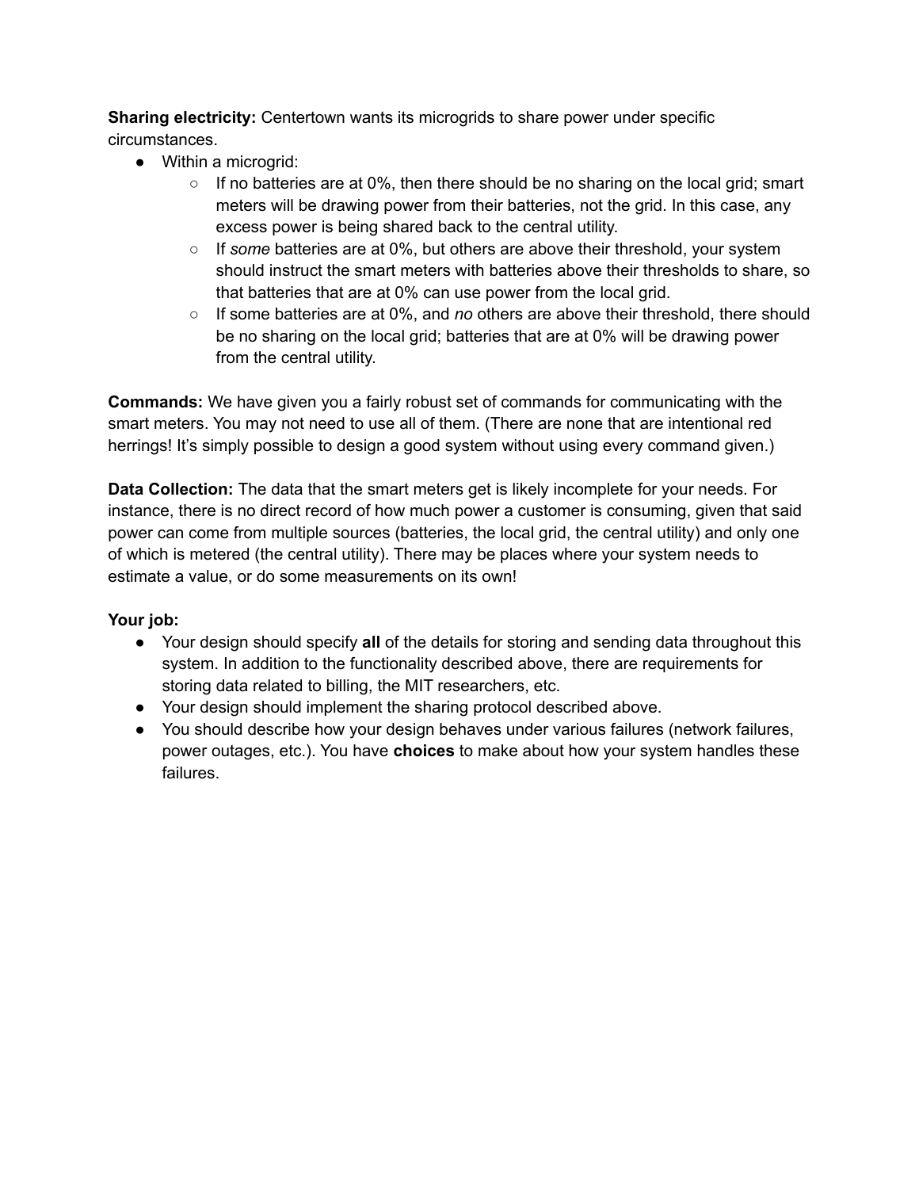**Sharing electricity:** Centertown wants its microgrids to share power under specific circumstances.

- Within a microgrid:
  - If no batteries are at 0%, then there should be no sharing on the local grid; smart meters will be drawing power from their batteries, not the grid. In this case, any excess power is being shared back to the central utility.
  - If *some* batteries are at 0%, but others are above their threshold, your system should instruct the smart meters with batteries above their thresholds to share, so that batteries that are at 0% can use power from the local grid.
  - If some batteries are at 0%, and *no* others are above their threshold, there should be no sharing on the local grid; batteries that are at 0% will be drawing power from the central utility.

**Commands:** We have given you a fairly robust set of commands for communicating with the smart meters. You may not need to use all of them. (There are none that are intentional red herrings! It's simply possible to design a good system without using every command given.)

**Data Collection:** The data that the smart meters get is likely incomplete for your needs. For instance, there is no direct record of how much power a customer is consuming, given that said power can come from multiple sources (batteries, the local grid, the central utility) and only one of which is metered (the central utility). There may be places where your system needs to estimate a value, or do some measurements on its own!

**Your job:**

- Your design should specify **all** of the details for storing and sending data throughout this system. In addition to the functionality described above, there are requirements for storing data related to billing, the MIT researchers, etc.
- Your design should implement the sharing protocol described above.
- You should describe how your design behaves under various failures (network failures, power outages, etc.). You have **choices** to make about how your system handles these failures.